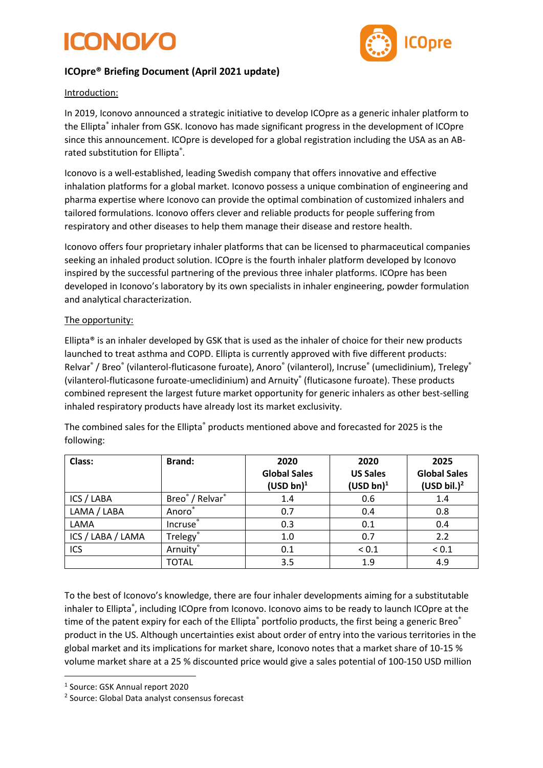ICONOVO

ICOpre

## ICOpre® Briefing Document (April 2021 update)

Introduction:

In 2019, Iconovo announced a strategic initiative to develop ICOpre as a generic inhaler platform to the Ellipta® inhaler from GSK. Iconovo has made significant progress in the development of ICOpre since this announcement. ICOpre is developed for a global registration including the USA as an AB-rated substitution for Ellipta®.

Iconovo is a well-established, leading Swedish company that offers innovative and effective inhalation platforms for a global market. Iconovo possess a unique combination of engineering and pharma expertise where Iconovo can provide the optimal combination of customized inhalers and tailored formulations. Iconovo offers clever and reliable products for people suffering from respiratory and other diseases to help them manage their disease and restore health.

Iconovo offers four proprietary inhaler platforms that can be licensed to pharmaceutical companies seeking an inhaled product solution. ICOpre is the fourth inhaler platform developed by Iconovo inspired by the successful partnering of the previous three inhaler platforms. ICOpre has been developed in Iconovo's laboratory by its own specialists in inhaler engineering, powder formulation and analytical characterization.

The opportunity:

Ellipta® is an inhaler developed by GSK that is used as the inhaler of choice for their new products launched to treat asthma and COPD. Ellipta is currently approved with five different products: Relvar® / Breo® (vilanterol-fluticasone furoate), Anoro® (vilanterol), Incruse® (umeclidinium), Trelegy® (vilanterol-fluticasone furoate-umeclidinium) and Arnuity® (fluticasone furoate). These products combined represent the largest future market opportunity for generic inhalers as other best-selling inhaled respiratory products have already lost its market exclusivity.

The combined sales for the Ellipta® products mentioned above and forecasted for 2025 is the following:

| Class: | Brand: | 2020 Global Sales (USD bn)[1] | 2020 US Sales (USD bn)[1] | 2025 Global Sales (USD bil.)[2] |
|---|---|---|---|---|
| ICS / LABA | Breo® / Relvar® | 1.4 | 0.6 | 1.4 |
| LAMA / LABA | Anoro® | 0.7 | 0.4 | 0.8 |
| LAMA | Incruse® | 0.3 | 0.1 | 0.4 |
| ICS / LABA / LAMA | Trelegy® | 1.0 | 0.7 | 2.2 |
| ICS | Arnuity® | 0.1 | < 0.1 | < 0.1 |
| | TOTAL | 3.5 | 1.9 | 4.9 |

To the best of Iconovo's knowledge, there are four inhaler developments aiming for a substitutable inhaler to Ellipta®, including ICOpre from Iconovo. Iconovo aims to be ready to launch ICOpre at the time of the patent expiry for each of the Ellipta® portfolio products, the first being a generic Breo® product in the US. Although uncertainties exist about order of entry into the various territories in the global market and its implications for market share, Iconovo notes that a market share of 10-15 % volume market share at a 25 % discounted price would give a sales potential of 100-150 USD million

[1] Source: GSK Annual report 2020

[2] Source: Global Data analyst consensus forecast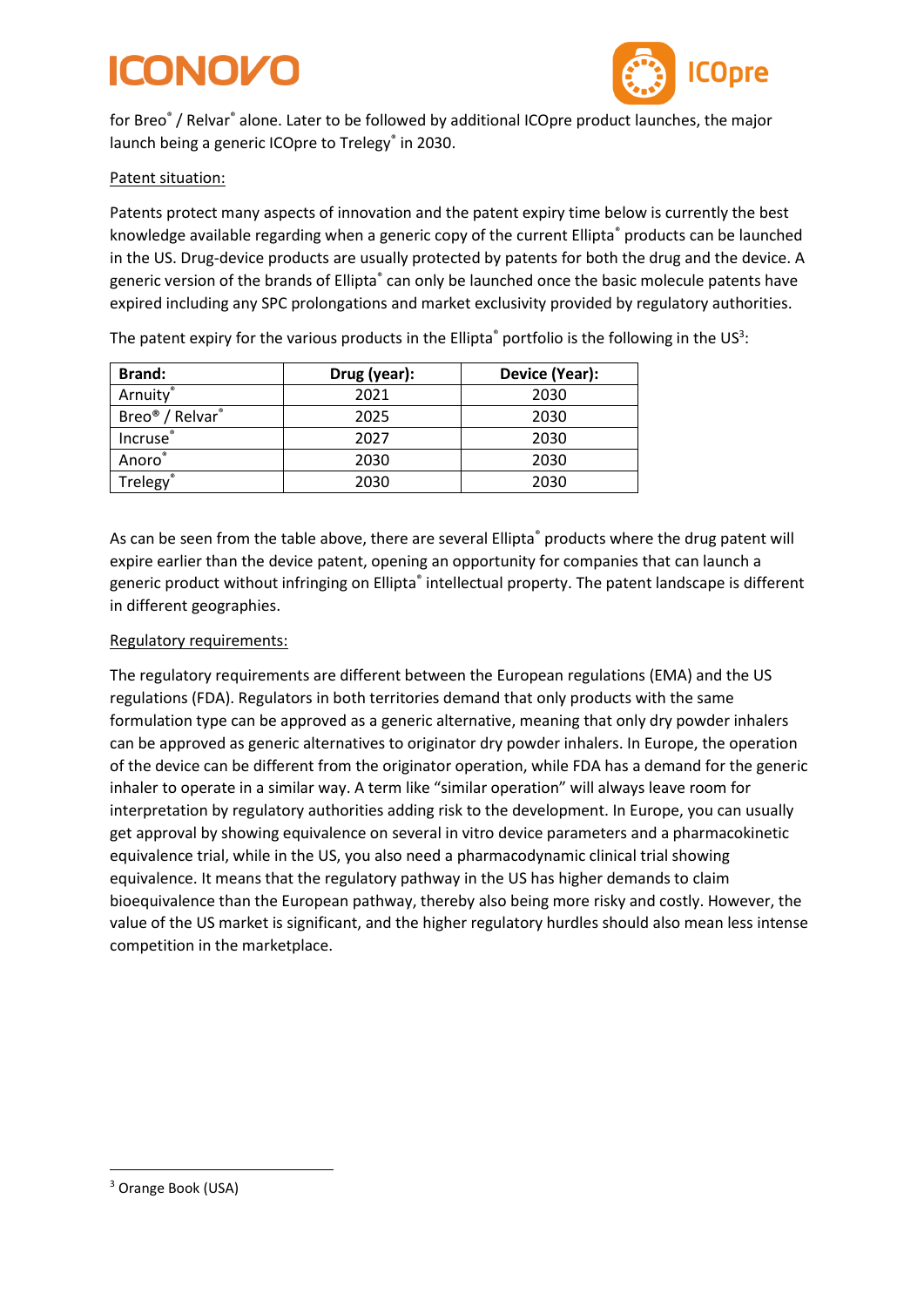for Breo® / Relvar® alone. Later to be followed by additional ICOpre product launches, the major launch being a generic ICOpre to Trelegy® in 2030.

Patent situation:

Patents protect many aspects of innovation and the patent expiry time below is currently the best knowledge available regarding when a generic copy of the current Ellipta® products can be launched in the US. Drug-device products are usually protected by patents for both the drug and the device. A generic version of the brands of Ellipta® can only be launched once the basic molecule patents have expired including any SPC prolongations and market exclusivity provided by regulatory authorities.

The patent expiry for the various products in the Ellipta® portfolio is the following in the US[3]:

| Brand: | Drug (year): | Device (Year): |
|---|---|---|
| Arnuity® | 2021 | 2030 |
| Breo® / Relvar® | 2025 | 2030 |
| Incruse® | 2027 | 2030 |
| Anoro® | 2030 | 2030 |
| Trelegy® | 2030 | 2030 |

As can be seen from the table above, there are several Ellipta® products where the drug patent will expire earlier than the device patent, opening an opportunity for companies that can launch a generic product without infringing on Ellipta® intellectual property. The patent landscape is different in different geographies.

Regulatory requirements:

The regulatory requirements are different between the European regulations (EMA) and the US regulations (FDA). Regulators in both territories demand that only products with the same formulation type can be approved as a generic alternative, meaning that only dry powder inhalers can be approved as generic alternatives to originator dry powder inhalers. In Europe, the operation of the device can be different from the originator operation, while FDA has a demand for the generic inhaler to operate in a similar way. A term like "similar operation" will always leave room for interpretation by regulatory authorities adding risk to the development. In Europe, you can usually get approval by showing equivalence on several in vitro device parameters and a pharmacokinetic equivalence trial, while in the US, you also need a pharmacodynamic clinical trial showing equivalence. It means that the regulatory pathway in the US has higher demands to claim bioequivalence than the European pathway, thereby also being more risky and costly. However, the value of the US market is significant, and the higher regulatory hurdles should also mean less intense competition in the marketplace.

[3] Orange Book (USA)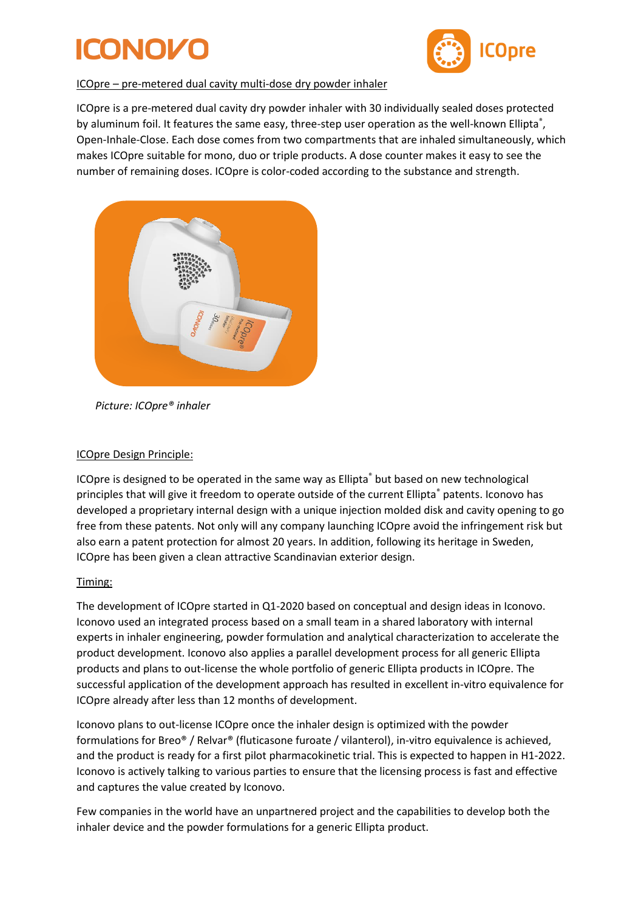ICOpre – pre-metered dual cavity multi-dose dry powder inhaler

ICOpre is a pre-metered dual cavity dry powder inhaler with 30 individually sealed doses protected by aluminum foil. It features the same easy, three-step user operation as the well-known Ellipta®, Open-Inhale-Close. Each dose comes from two compartments that are inhaled simultaneously, which makes ICOpre suitable for mono, duo or triple products. A dose counter makes it easy to see the number of remaining doses. ICOpre is color-coded according to the substance and strength.

*Picture: ICOpre® inhaler*

## ICOpre Design Principle:

ICOpre is designed to be operated in the same way as Ellipta® but based on new technological principles that will give it freedom to operate outside of the current Ellipta® patents. Iconovo has developed a proprietary internal design with a unique injection molded disk and cavity opening to go free from these patents. Not only will any company launching ICOpre avoid the infringement risk but also earn a patent protection for almost 20 years. In addition, following its heritage in Sweden, ICOpre has been given a clean attractive Scandinavian exterior design.

## Timing:

The development of ICOpre started in Q1-2020 based on conceptual and design ideas in Iconovo. Iconovo used an integrated process based on a small team in a shared laboratory with internal experts in inhaler engineering, powder formulation and analytical characterization to accelerate the product development. Iconovo also applies a parallel development process for all generic Ellipta products and plans to out-license the whole portfolio of generic Ellipta products in ICOpre. The successful application of the development approach has resulted in excellent in-vitro equivalence for ICOpre already after less than 12 months of development.

Iconovo plans to out-license ICOpre once the inhaler design is optimized with the powder formulations for Breo® / Relvar® (fluticasone furoate / vilanterol), in-vitro equivalence is achieved, and the product is ready for a first pilot pharmacokinetic trial. This is expected to happen in H1-2022. Iconovo is actively talking to various parties to ensure that the licensing process is fast and effective and captures the value created by Iconovo.

Few companies in the world have an unpartnered project and the capabilities to develop both the inhaler device and the powder formulations for a generic Ellipta product.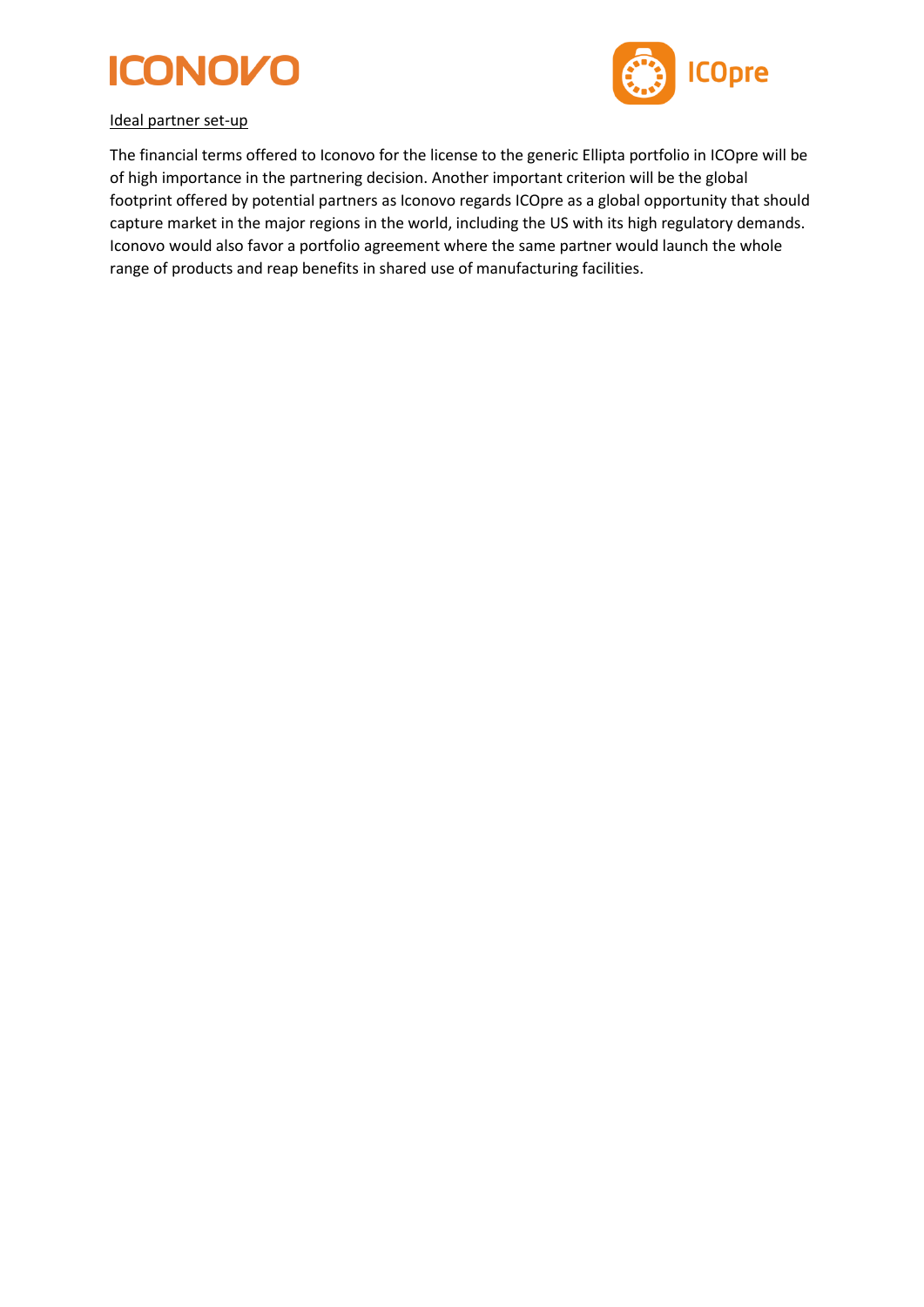Ideal partner set-up

The financial terms offered to Iconovo for the license to the generic Ellipta portfolio in ICOpre will be of high importance in the partnering decision. Another important criterion will be the global footprint offered by potential partners as Iconovo regards ICOpre as a global opportunity that should capture market in the major regions in the world, including the US with its high regulatory demands. Iconovo would also favor a portfolio agreement where the same partner would launch the whole range of products and reap benefits in shared use of manufacturing facilities.